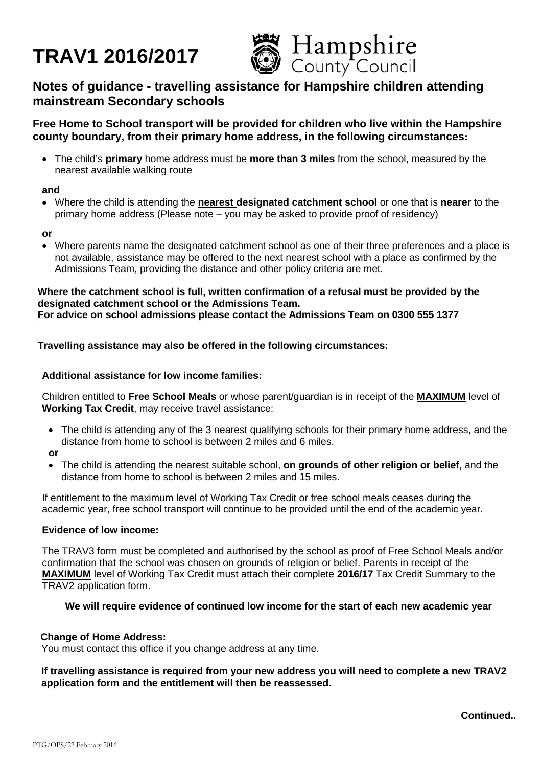# TRAV1 2016/2017

Hampshire County Council

## Notes of guidance - travelling assistance for Hampshire children attending mainstream Secondary schools

**Free Home to School transport will be provided for children who live within the Hampshire county boundary, from their primary home address, in the following circumstances:**

- The child's **primary** home address must be **more than 3 miles** from the school, measured by the nearest available walking route

**and**

- Where the child is attending the **nearest designated catchment school** or one that is **nearer** to the primary home address (Please note – you may be asked to provide proof of residency)

**or**

- Where parents name the designated catchment school as one of their three preferences and a place is not available, assistance may be offered to the next nearest school with a place as confirmed by the Admissions Team, providing the distance and other policy criteria are met.

**Where the catchment school is full, written confirmation of a refusal must be provided by the designated catchment school or the Admissions Team.**
**For advice on school admissions please contact the Admissions Team on 0300 555 1377**

**Travelling assistance may also be offered in the following circumstances:**

**Additional assistance for low income families:**

Children entitled to **Free School Meals** or whose parent/guardian is in receipt of the **MAXIMUM** level of **Working Tax Credit**, may receive travel assistance:

- The child is attending any of the 3 nearest qualifying schools for their primary home address, and the distance from home to school is between 2 miles and 6 miles.

**or**

- The child is attending the nearest suitable school, **on grounds of other religion or belief,** and the distance from home to school is between 2 miles and 15 miles.

If entitlement to the maximum level of Working Tax Credit or free school meals ceases during the academic year, free school transport will continue to be provided until the end of the academic year.

**Evidence of low income:**

The TRAV3 form must be completed and authorised by the school as proof of Free School Meals and/or confirmation that the school was chosen on grounds of religion or belief. Parents in receipt of the **MAXIMUM** level of Working Tax Credit must attach their complete **2016/17** Tax Credit Summary to the TRAV2 application form.

**We will require evidence of continued low income for the start of each new academic year**

**Change of Home Address:**
You must contact this office if you change address at any time.

**If travelling assistance is required from your new address you will need to complete a new TRAV2 application form and the entitlement will then be reassessed.**

**Continued..**

PTG/OPS/22 February 2016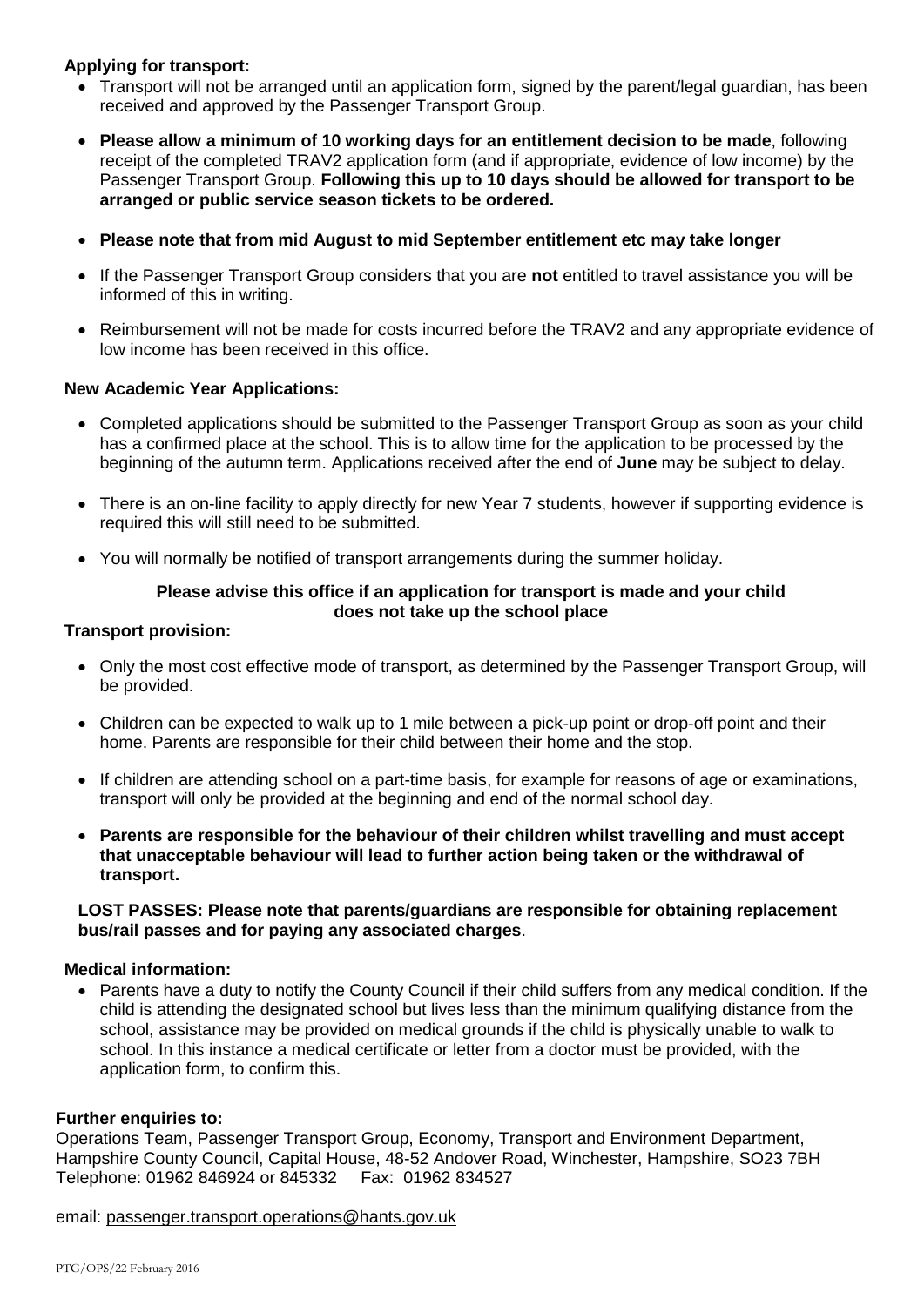**Applying for transport:**

- Transport will not be arranged until an application form, signed by the parent/legal guardian, has been received and approved by the Passenger Transport Group.
- **Please allow a minimum of 10 working days for an entitlement decision to be made**, following receipt of the completed TRAV2 application form (and if appropriate, evidence of low income) by the Passenger Transport Group. **Following this up to 10 days should be allowed for transport to be arranged or public service season tickets to be ordered.**
- **Please note that from mid August to mid September entitlement etc may take longer**
- If the Passenger Transport Group considers that you are **not** entitled to travel assistance you will be informed of this in writing.
- Reimbursement will not be made for costs incurred before the TRAV2 and any appropriate evidence of low income has been received in this office.

**New Academic Year Applications:**

- Completed applications should be submitted to the Passenger Transport Group as soon as your child has a confirmed place at the school. This is to allow time for the application to be processed by the beginning of the autumn term. Applications received after the end of **June** may be subject to delay.
- There is an on-line facility to apply directly for new Year 7 students, however if supporting evidence is required this will still need to be submitted.
- You will normally be notified of transport arrangements during the summer holiday.

**Please advise this office if an application for transport is made and your child does not take up the school place**

**Transport provision:**

- Only the most cost effective mode of transport, as determined by the Passenger Transport Group, will be provided.
- Children can be expected to walk up to 1 mile between a pick-up point or drop-off point and their home. Parents are responsible for their child between their home and the stop.
- If children are attending school on a part-time basis, for example for reasons of age or examinations, transport will only be provided at the beginning and end of the normal school day.
- **Parents are responsible for the behaviour of their children whilst travelling and must accept that unacceptable behaviour will lead to further action being taken or the withdrawal of transport.**

**LOST PASSES: Please note that parents/guardians are responsible for obtaining replacement bus/rail passes and for paying any associated charges**.

**Medical information:**

- Parents have a duty to notify the County Council if their child suffers from any medical condition. If the child is attending the designated school but lives less than the minimum qualifying distance from the school, assistance may be provided on medical grounds if the child is physically unable to walk to school. In this instance a medical certificate or letter from a doctor must be provided, with the application form, to confirm this.

**Further enquiries to:**

Operations Team, Passenger Transport Group, Economy, Transport and Environment Department, Hampshire County Council, Capital House, 48-52 Andover Road, Winchester, Hampshire, SO23 7BH
Telephone: 01962 846924 or 845332 Fax: 01962 834527

email: passenger.transport.operations@hants.gov.uk

PTG/OPS/22 February 2016